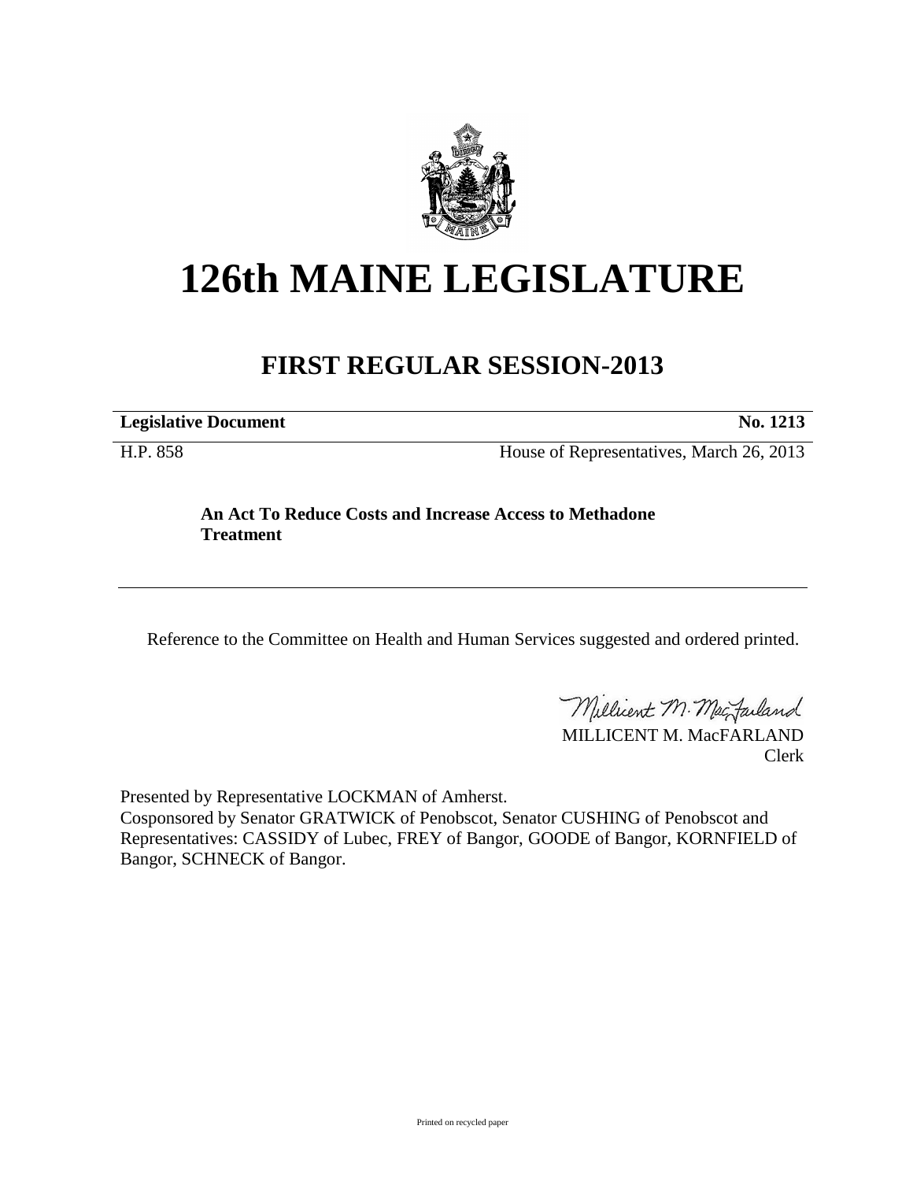# 126th MAINE LEGISLATURE

## FIRST REGULAR SESSION-2013

**Legislative Document** **No. 1213**

H.P. 858 House of Representatives, March 26, 2013

**An Act To Reduce Costs and Increase Access to Methadone Treatment**

---

Reference to the Committee on Health and Human Services suggested and ordered printed.

MILLICENT M. MacFARLAND
Clerk

Presented by Representative LOCKMAN of Amherst.
Cosponsored by Senator GRATWICK of Penobscot, Senator CUSHING of Penobscot and Representatives: CASSIDY of Lubec, FREY of Bangor, GOODE of Bangor, KORNFIELD of Bangor, SCHNECK of Bangor.

Printed on recycled paper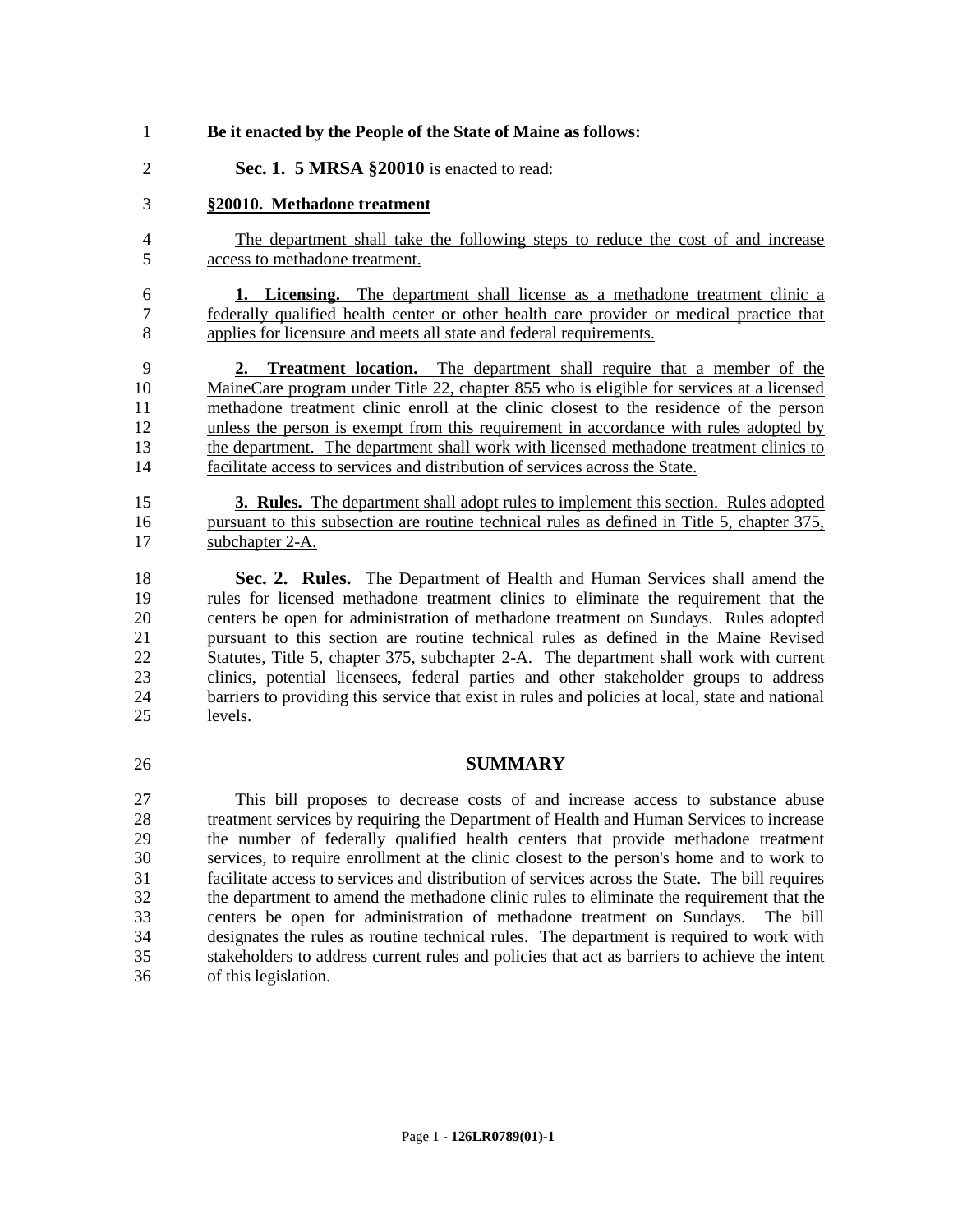**Be it enacted by the People of the State of Maine as follows:**

**Sec. 1. 5 MRSA §20010** is enacted to read:

**§20010. Methadone treatment**

The department shall take the following steps to reduce the cost of and increase access to methadone treatment.

**1. Licensing.** The department shall license as a methadone treatment clinic a federally qualified health center or other health care provider or medical practice that applies for licensure and meets all state and federal requirements.

**2. Treatment location.** The department shall require that a member of the MaineCare program under Title 22, chapter 855 who is eligible for services at a licensed methadone treatment clinic enroll at the clinic closest to the residence of the person unless the person is exempt from this requirement in accordance with rules adopted by the department. The department shall work with licensed methadone treatment clinics to facilitate access to services and distribution of services across the State.

**3. Rules.** The department shall adopt rules to implement this section. Rules adopted pursuant to this subsection are routine technical rules as defined in Title 5, chapter 375, subchapter 2-A.

**Sec. 2. Rules.** The Department of Health and Human Services shall amend the rules for licensed methadone treatment clinics to eliminate the requirement that the centers be open for administration of methadone treatment on Sundays. Rules adopted pursuant to this section are routine technical rules as defined in the Maine Revised Statutes, Title 5, chapter 375, subchapter 2-A. The department shall work with current clinics, potential licensees, federal parties and other stakeholder groups to address barriers to providing this service that exist in rules and policies at local, state and national levels.

## SUMMARY

This bill proposes to decrease costs of and increase access to substance abuse treatment services by requiring the Department of Health and Human Services to increase the number of federally qualified health centers that provide methadone treatment services, to require enrollment at the clinic closest to the person's home and to work to facilitate access to services and distribution of services across the State. The bill requires the department to amend the methadone clinic rules to eliminate the requirement that the centers be open for administration of methadone treatment on Sundays. The bill designates the rules as routine technical rules. The department is required to work with stakeholders to address current rules and policies that act as barriers to achieve the intent of this legislation.